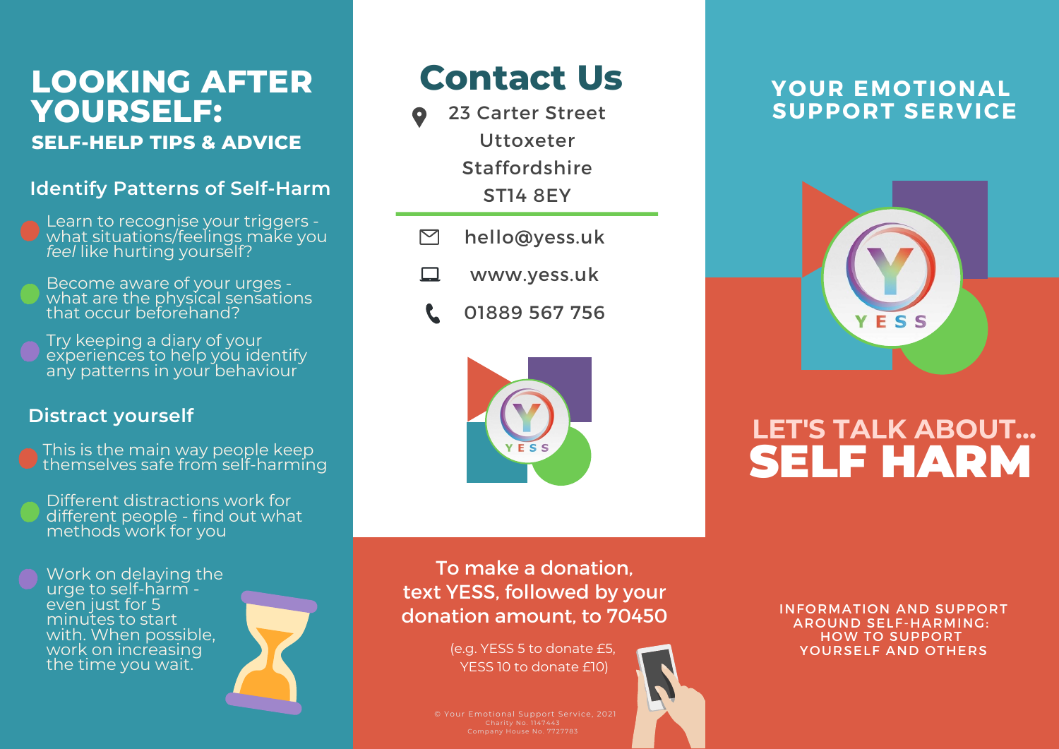# LOOKING AFTER YOURSELF:

## SELF-HELP TIPS & ADVICE

### Identify Patterns of Self-Harm

- Learn to recognise your triggers - what situations/feelings make you *feel* like hurting yourself?
- Become aware of your urges - what are the physical sensations that occur beforehand?
- Try keeping a diary of your experiences to help you identify any patterns in your behaviour

### Distract yourself

- This is the main way people keep themselves safe from self-harming
- Different distractions work for different people - find out what methods work for you
- Work on delaying the urge to self-harm - even just for 5 minutes to start with. When possible, work on increasing the time you wait.

# Contact Us

23 Carter Street
Uttoxeter
Staffordshire
ST14 8EY

hello@yess.uk

www.yess.uk

01889 567 756

YESS

**To make a donation, text YESS, followed by your donation amount, to 70450**

(e.g. YESS 5 to donate £5, YESS 10 to donate £10)

© Your Emotional Support Service, 2021
Charity No. 1147443
Company House No. 7727783

## YOUR EMOTIONAL SUPPORT SERVICE

YESS

LET'S TALK ABOUT...

# SELF HARM

INFORMATION AND SUPPORT AROUND SELF-HARMING: HOW TO SUPPORT YOURSELF AND OTHERS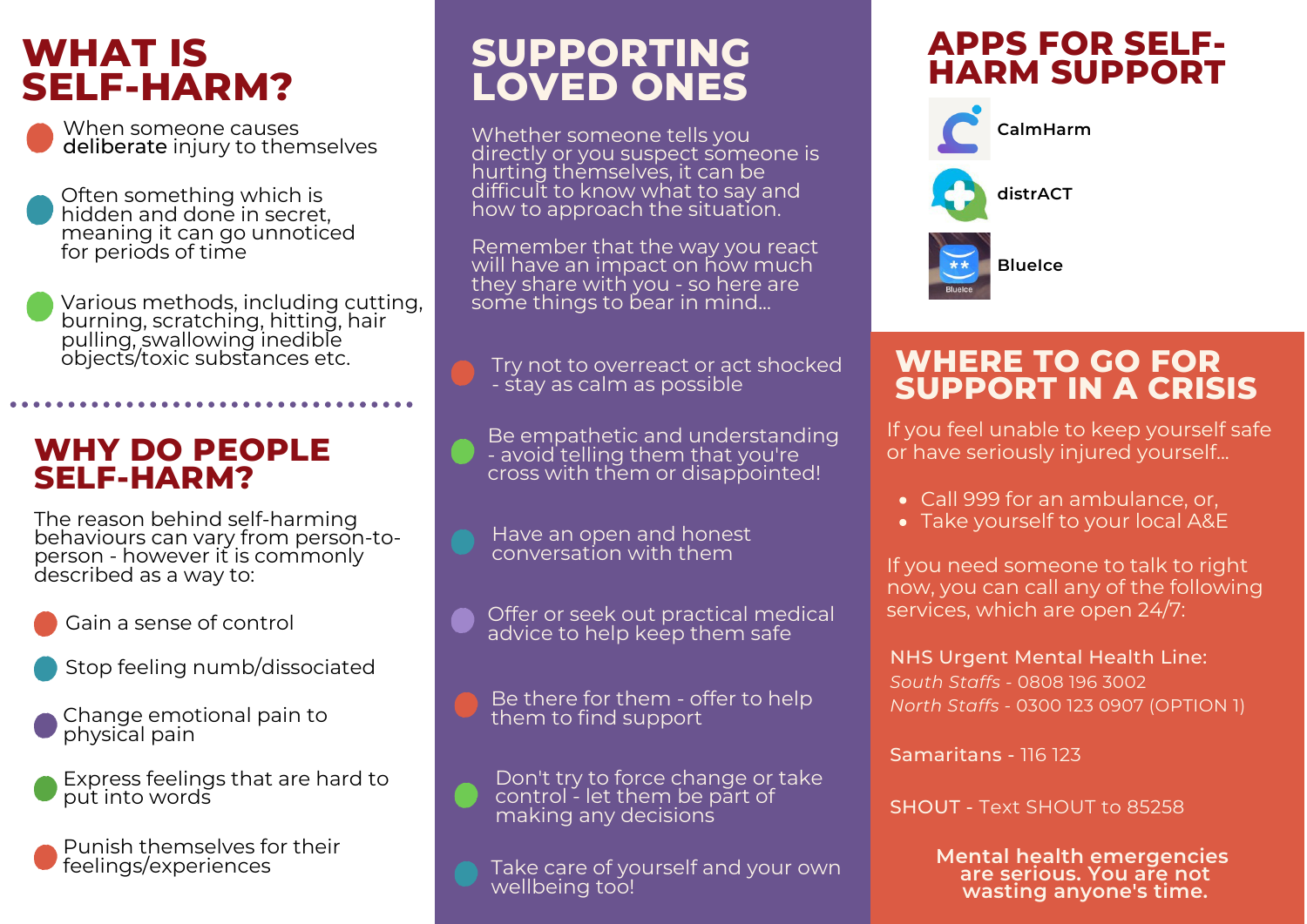# WHAT IS SELF-HARM?

- When someone causes **deliberate** injury to themselves
- Often something which is hidden and done in secret, meaning it can go unnoticed for periods of time
- Various methods, including cutting, burning, scratching, hitting, hair pulling, swallowing inedible objects/toxic substances etc.

# WHY DO PEOPLE SELF-HARM?

The reason behind self-harming behaviours can vary from person-to-person - however it is commonly described as a way to:

- Gain a sense of control
- Stop feeling numb/dissociated
- Change emotional pain to physical pain
- Express feelings that are hard to put into words
- Punish themselves for their feelings/experiences

# SUPPORTING LOVED ONES

Whether someone tells you directly or you suspect someone is hurting themselves, it can be difficult to know what to say and how to approach the situation.

Remember that the way you react will have an impact on how much they share with you - so here are some things to bear in mind...

- Try not to overreact or act shocked - stay as calm as possible
- Be empathetic and understanding - avoid telling them that you're cross with them or disappointed!
- Have an open and honest conversation with them
- Offer or seek out practical medical advice to help keep them safe
- Be there for them - offer to help them to find support
- Don't try to force change or take control - let them be part of making any decisions
- Take care of yourself and your own wellbeing too!

# APPS FOR SELF-HARM SUPPORT

- **CalmHarm**
- **distrACT**
- **BlueIce**

# WHERE TO GO FOR SUPPORT IN A CRISIS

If you feel unable to keep yourself safe or have seriously injured yourself...

- Call 999 for an ambulance, or,
- Take yourself to your local A&E

If you need someone to talk to right now, you can call any of the following services, which are open 24/7:

**NHS Urgent Mental Health Line:**
*South Staffs* - 0808 196 3002
*North Staffs* - 0300 123 0907 (OPTION 1)

**Samaritans** - 116 123

**SHOUT** - Text SHOUT to 85258

**Mental health emergencies are serious. You are not wasting anyone's time.**